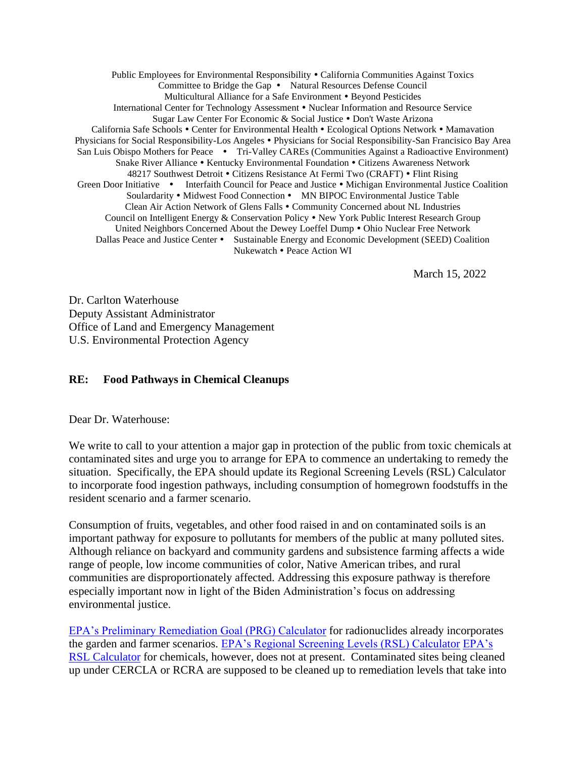Public Employees for Environmental Responsibility • California Communities Against Toxics
Committee to Bridge the Gap • Natural Resources Defense Council
Multicultural Alliance for a Safe Environment • Beyond Pesticides
International Center for Technology Assessment • Nuclear Information and Resource Service
Sugar Law Center For Economic & Social Justice • Don't Waste Arizona
California Safe Schools • Center for Environmental Health • Ecological Options Network • Mamavation
Physicians for Social Responsibility-Los Angeles • Physicians for Social Responsibility-San Francisco Bay Area
San Luis Obispo Mothers for Peace • Tri-Valley CAREs (Communities Against a Radioactive Environment)
Snake River Alliance • Kentucky Environmental Foundation • Citizens Awareness Network
48217 Southwest Detroit • Citizens Resistance At Fermi Two (CRAFT) • Flint Rising
Green Door Initiative • Interfaith Council for Peace and Justice • Michigan Environmental Justice Coalition
Soulardarity • Midwest Food Connection • MN BIPOC Environmental Justice Table
Clean Air Action Network of Glens Falls • Community Concerned about NL Industries
Council on Intelligent Energy & Conservation Policy • New York Public Interest Research Group
United Neighbors Concerned About the Dewey Loeffel Dump • Ohio Nuclear Free Network
Dallas Peace and Justice Center • Sustainable Energy and Economic Development (SEED) Coalition
Nukewatch • Peace Action WI

March 15, 2022

Dr. Carlton Waterhouse
Deputy Assistant Administrator
Office of Land and Emergency Management
U.S. Environmental Protection Agency

**RE: Food Pathways in Chemical Cleanups**

Dear Dr. Waterhouse:

We write to call to your attention a major gap in protection of the public from toxic chemicals at contaminated sites and urge you to arrange for EPA to commence an undertaking to remedy the situation. Specifically, the EPA should update its Regional Screening Levels (RSL) Calculator to incorporate food ingestion pathways, including consumption of homegrown foodstuffs in the resident scenario and a farmer scenario.

Consumption of fruits, vegetables, and other food raised in and on contaminated soils is an important pathway for exposure to pollutants for members of the public at many polluted sites. Although reliance on backyard and community gardens and subsistence farming affects a wide range of people, low income communities of color, Native American tribes, and rural communities are disproportionately affected. Addressing this exposure pathway is therefore especially important now in light of the Biden Administration's focus on addressing environmental justice.

EPA's Preliminary Remediation Goal (PRG) Calculator for radionuclides already incorporates the garden and farmer scenarios. EPA's Regional Screening Levels (RSL) Calculator EPA's RSL Calculator for chemicals, however, does not at present. Contaminated sites being cleaned up under CERCLA or RCRA are supposed to be cleaned up to remediation levels that take into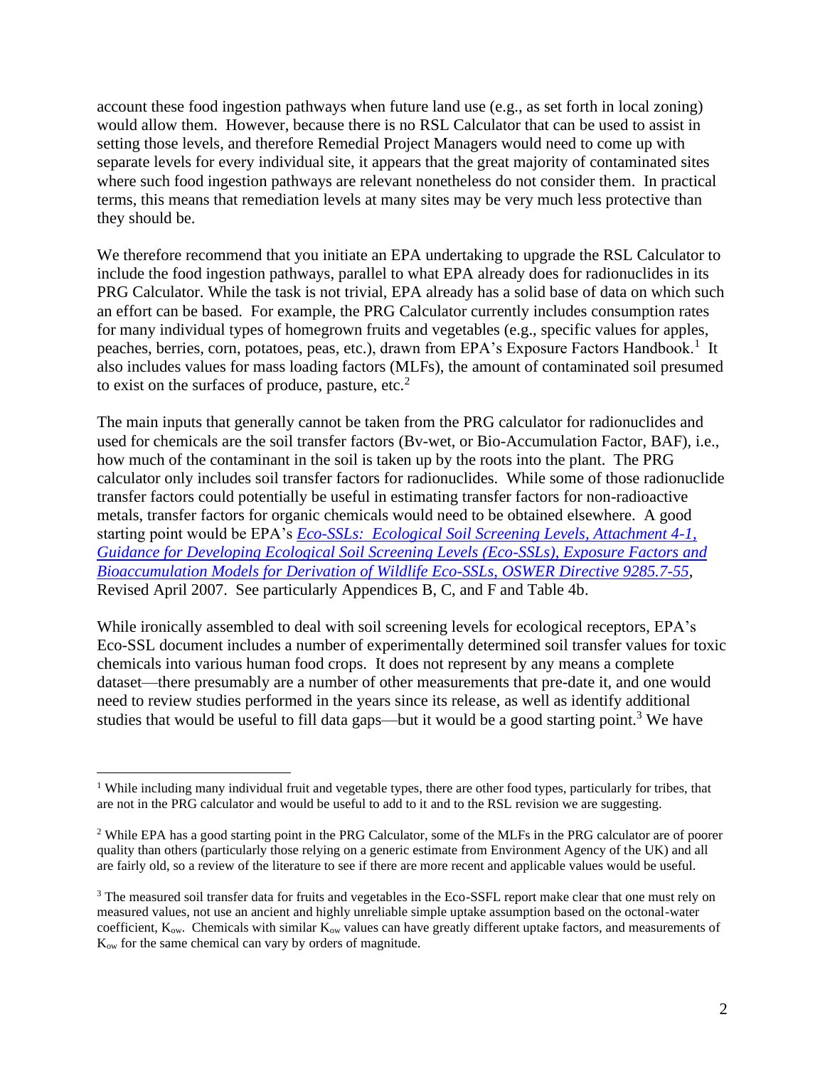account these food ingestion pathways when future land use (e.g., as set forth in local zoning) would allow them. However, because there is no RSL Calculator that can be used to assist in setting those levels, and therefore Remedial Project Managers would need to come up with separate levels for every individual site, it appears that the great majority of contaminated sites where such food ingestion pathways are relevant nonetheless do not consider them. In practical terms, this means that remediation levels at many sites may be very much less protective than they should be.

We therefore recommend that you initiate an EPA undertaking to upgrade the RSL Calculator to include the food ingestion pathways, parallel to what EPA already does for radionuclides in its PRG Calculator. While the task is not trivial, EPA already has a solid base of data on which such an effort can be based. For example, the PRG Calculator currently includes consumption rates for many individual types of homegrown fruits and vegetables (e.g., specific values for apples, peaches, berries, corn, potatoes, peas, etc.), drawn from EPA's Exposure Factors Handbook.[1] It also includes values for mass loading factors (MLFs), the amount of contaminated soil presumed to exist on the surfaces of produce, pasture, etc.[2]

The main inputs that generally cannot be taken from the PRG calculator for radionuclides and used for chemicals are the soil transfer factors (Bv-wet, or Bio-Accumulation Factor, BAF), i.e., how much of the contaminant in the soil is taken up by the roots into the plant. The PRG calculator only includes soil transfer factors for radionuclides. While some of those radionuclide transfer factors could potentially be useful in estimating transfer factors for non-radioactive metals, transfer factors for organic chemicals would need to be obtained elsewhere. A good starting point would be EPA's *Eco-SSLs: Ecological Soil Screening Levels, Attachment 4-1, Guidance for Developing Ecological Soil Screening Levels (Eco-SSLs), Exposure Factors and Bioaccumulation Models for Derivation of Wildlife Eco-SSLs, OSWER Directive 9285.7-55*, Revised April 2007. See particularly Appendices B, C, and F and Table 4b.

While ironically assembled to deal with soil screening levels for ecological receptors, EPA's Eco-SSL document includes a number of experimentally determined soil transfer values for toxic chemicals into various human food crops. It does not represent by any means a complete dataset—there presumably are a number of other measurements that pre-date it, and one would need to review studies performed in the years since its release, as well as identify additional studies that would be useful to fill data gaps—but it would be a good starting point.[3] We have

---

[1] While including many individual fruit and vegetable types, there are other food types, particularly for tribes, that are not in the PRG calculator and would be useful to add to it and to the RSL revision we are suggesting.

[2] While EPA has a good starting point in the PRG Calculator, some of the MLFs in the PRG calculator are of poorer quality than others (particularly those relying on a generic estimate from Environment Agency of the UK) and all are fairly old, so a review of the literature to see if there are more recent and applicable values would be useful.

[3] The measured soil transfer data for fruits and vegetables in the Eco-SSFL report make clear that one must rely on measured values, not use an ancient and highly unreliable simple uptake assumption based on the octonal-water coefficient, $K_{ow}$. Chemicals with similar $K_{ow}$ values can have greatly different uptake factors, and measurements of $K_{ow}$ for the same chemical can vary by orders of magnitude.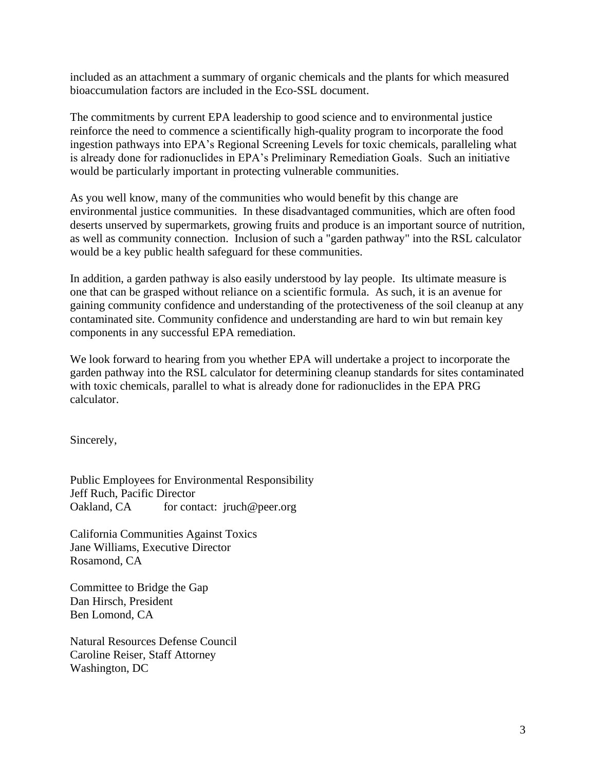included as an attachment a summary of organic chemicals and the plants for which measured bioaccumulation factors are included in the Eco-SSL document.

The commitments by current EPA leadership to good science and to environmental justice reinforce the need to commence a scientifically high-quality program to incorporate the food ingestion pathways into EPA's Regional Screening Levels for toxic chemicals, paralleling what is already done for radionuclides in EPA's Preliminary Remediation Goals. Such an initiative would be particularly important in protecting vulnerable communities.

As you well know, many of the communities who would benefit by this change are environmental justice communities. In these disadvantaged communities, which are often food deserts unserved by supermarkets, growing fruits and produce is an important source of nutrition, as well as community connection. Inclusion of such a "garden pathway" into the RSL calculator would be a key public health safeguard for these communities.

In addition, a garden pathway is also easily understood by lay people. Its ultimate measure is one that can be grasped without reliance on a scientific formula. As such, it is an avenue for gaining community confidence and understanding of the protectiveness of the soil cleanup at any contaminated site. Community confidence and understanding are hard to win but remain key components in any successful EPA remediation.

We look forward to hearing from you whether EPA will undertake a project to incorporate the garden pathway into the RSL calculator for determining cleanup standards for sites contaminated with toxic chemicals, parallel to what is already done for radionuclides in the EPA PRG calculator.

Sincerely,

Public Employees for Environmental Responsibility
Jeff Ruch, Pacific Director
Oakland, CA for contact: jruch@peer.org

California Communities Against Toxics
Jane Williams, Executive Director
Rosamond, CA

Committee to Bridge the Gap
Dan Hirsch, President
Ben Lomond, CA

Natural Resources Defense Council
Caroline Reiser, Staff Attorney
Washington, DC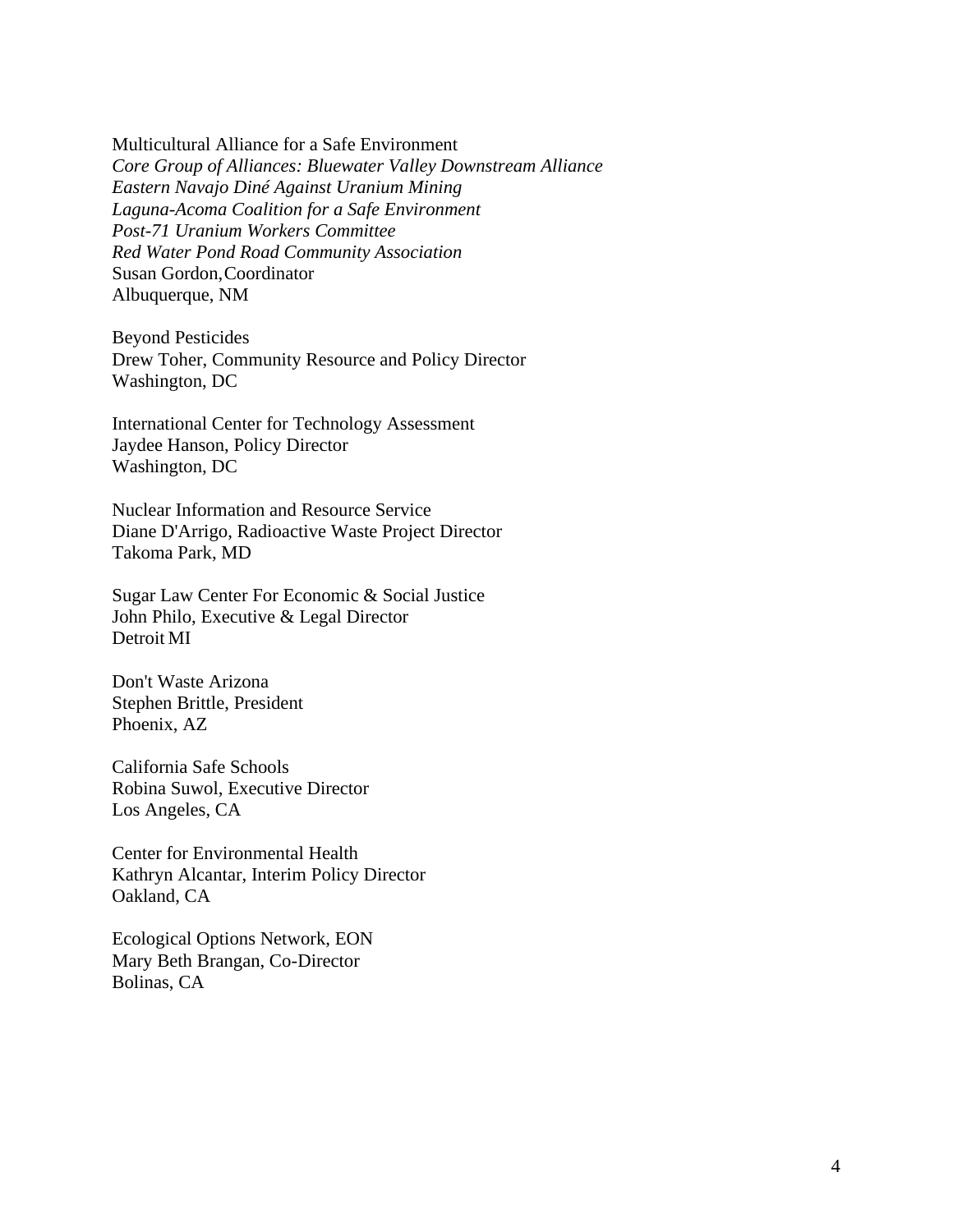Multicultural Alliance for a Safe Environment  
*Core Group of Alliances: Bluewater Valley Downstream Alliance*  
*Eastern Navajo Diné Against Uranium Mining*  
*Laguna-Acoma Coalition for a Safe Environment*  
*Post-71 Uranium Workers Committee*  
*Red Water Pond Road Community Association*  
Susan Gordon, Coordinator  
Albuquerque, NM

Beyond Pesticides  
Drew Toher, Community Resource and Policy Director  
Washington, DC

International Center for Technology Assessment  
Jaydee Hanson, Policy Director  
Washington, DC

Nuclear Information and Resource Service  
Diane D'Arrigo, Radioactive Waste Project Director  
Takoma Park, MD

Sugar Law Center For Economic & Social Justice  
John Philo, Executive & Legal Director  
Detroit MI

Don't Waste Arizona  
Stephen Brittle, President  
Phoenix, AZ

California Safe Schools  
Robina Suwol, Executive Director  
Los Angeles, CA

Center for Environmental Health  
Kathryn Alcantar, Interim Policy Director  
Oakland, CA

Ecological Options Network, EON  
Mary Beth Brangan, Co-Director  
Bolinas, CA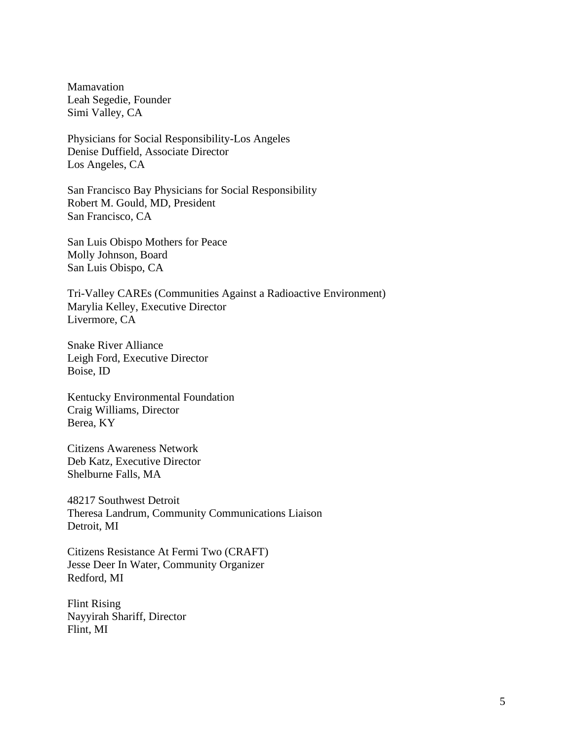Mamavation
Leah Segedie, Founder
Simi Valley, CA

Physicians for Social Responsibility-Los Angeles
Denise Duffield, Associate Director
Los Angeles, CA

San Francisco Bay Physicians for Social Responsibility
Robert M. Gould, MD, President
San Francisco, CA

San Luis Obispo Mothers for Peace
Molly Johnson, Board
San Luis Obispo, CA

Tri-Valley CAREs (Communities Against a Radioactive Environment)
Marylia Kelley, Executive Director
Livermore, CA

Snake River Alliance
Leigh Ford, Executive Director
Boise, ID

Kentucky Environmental Foundation
Craig Williams, Director
Berea, KY

Citizens Awareness Network
Deb Katz, Executive Director
Shelburne Falls, MA

48217 Southwest Detroit
Theresa Landrum, Community Communications Liaison
Detroit, MI

Citizens Resistance At Fermi Two (CRAFT)
Jesse Deer In Water, Community Organizer
Redford, MI

Flint Rising
Nayyirah Shariff, Director
Flint, MI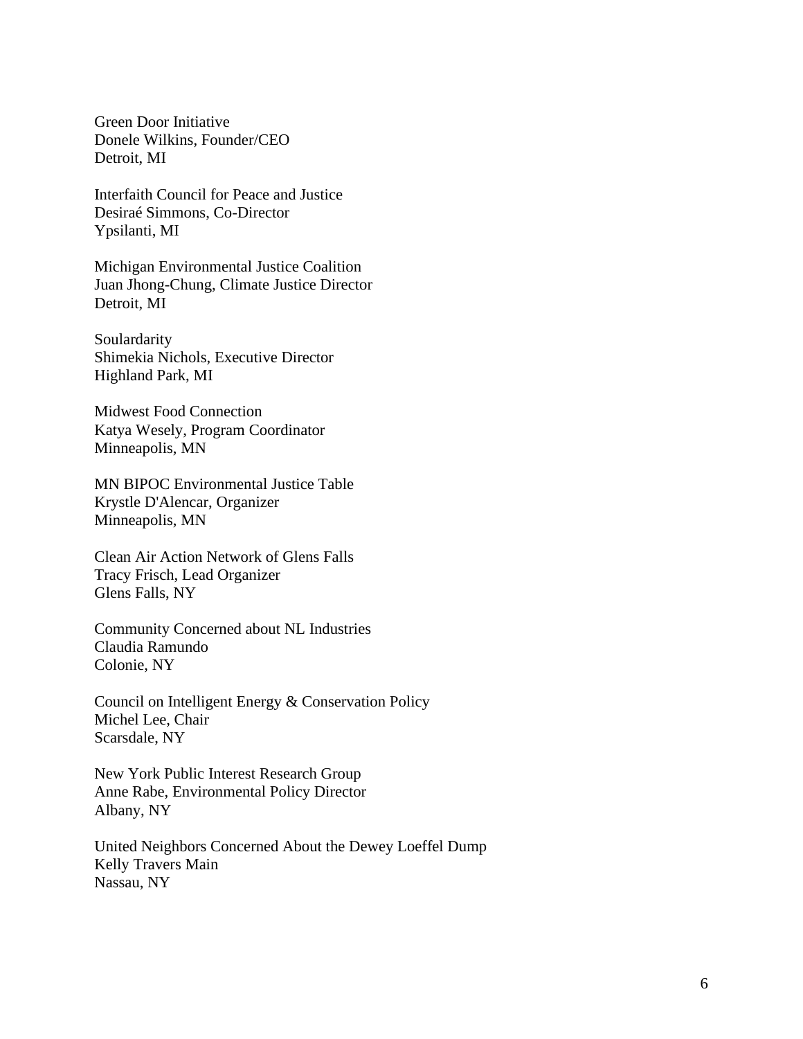Green Door Initiative
Donele Wilkins, Founder/CEO
Detroit, MI

Interfaith Council for Peace and Justice
Desiraé Simmons, Co-Director
Ypsilanti, MI

Michigan Environmental Justice Coalition
Juan Jhong-Chung, Climate Justice Director
Detroit, MI

Soulardarity
Shimekia Nichols, Executive Director
Highland Park, MI

Midwest Food Connection
Katya Wesely, Program Coordinator
Minneapolis, MN

MN BIPOC Environmental Justice Table
Krystle D'Alencar, Organizer
Minneapolis, MN

Clean Air Action Network of Glens Falls
Tracy Frisch, Lead Organizer
Glens Falls, NY

Community Concerned about NL Industries
Claudia Ramundo
Colonie, NY

Council on Intelligent Energy & Conservation Policy
Michel Lee, Chair
Scarsdale, NY

New York Public Interest Research Group
Anne Rabe, Environmental Policy Director
Albany, NY

United Neighbors Concerned About the Dewey Loeffel Dump
Kelly Travers Main
Nassau, NY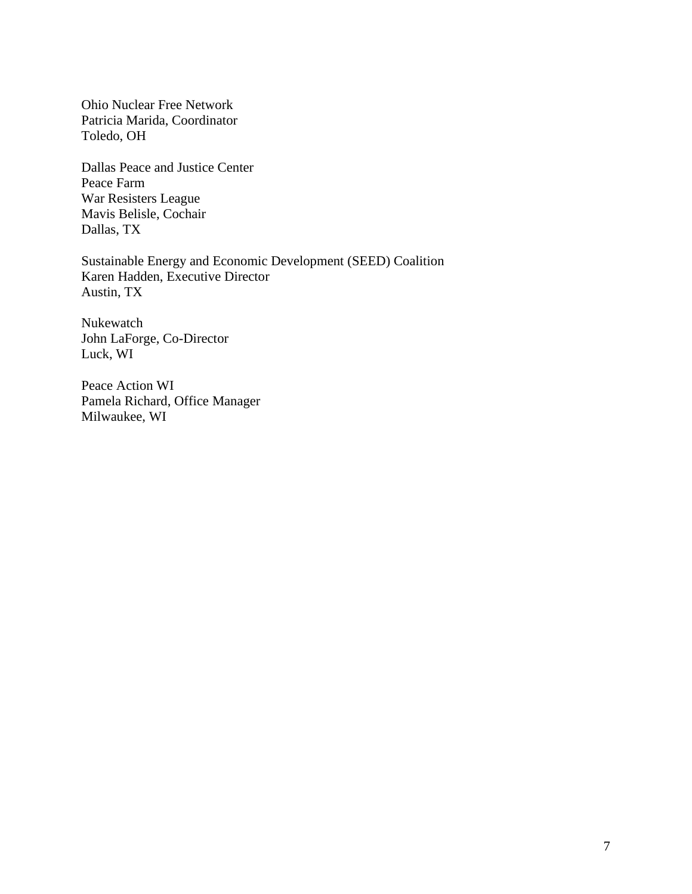Ohio Nuclear Free Network
Patricia Marida, Coordinator
Toledo, OH

Dallas Peace and Justice Center
Peace Farm
War Resisters League
Mavis Belisle, Cochair
Dallas, TX

Sustainable Energy and Economic Development (SEED) Coalition
Karen Hadden, Executive Director
Austin, TX

Nukewatch
John LaForge, Co-Director
Luck, WI

Peace Action WI
Pamela Richard, Office Manager
Milwaukee, WI